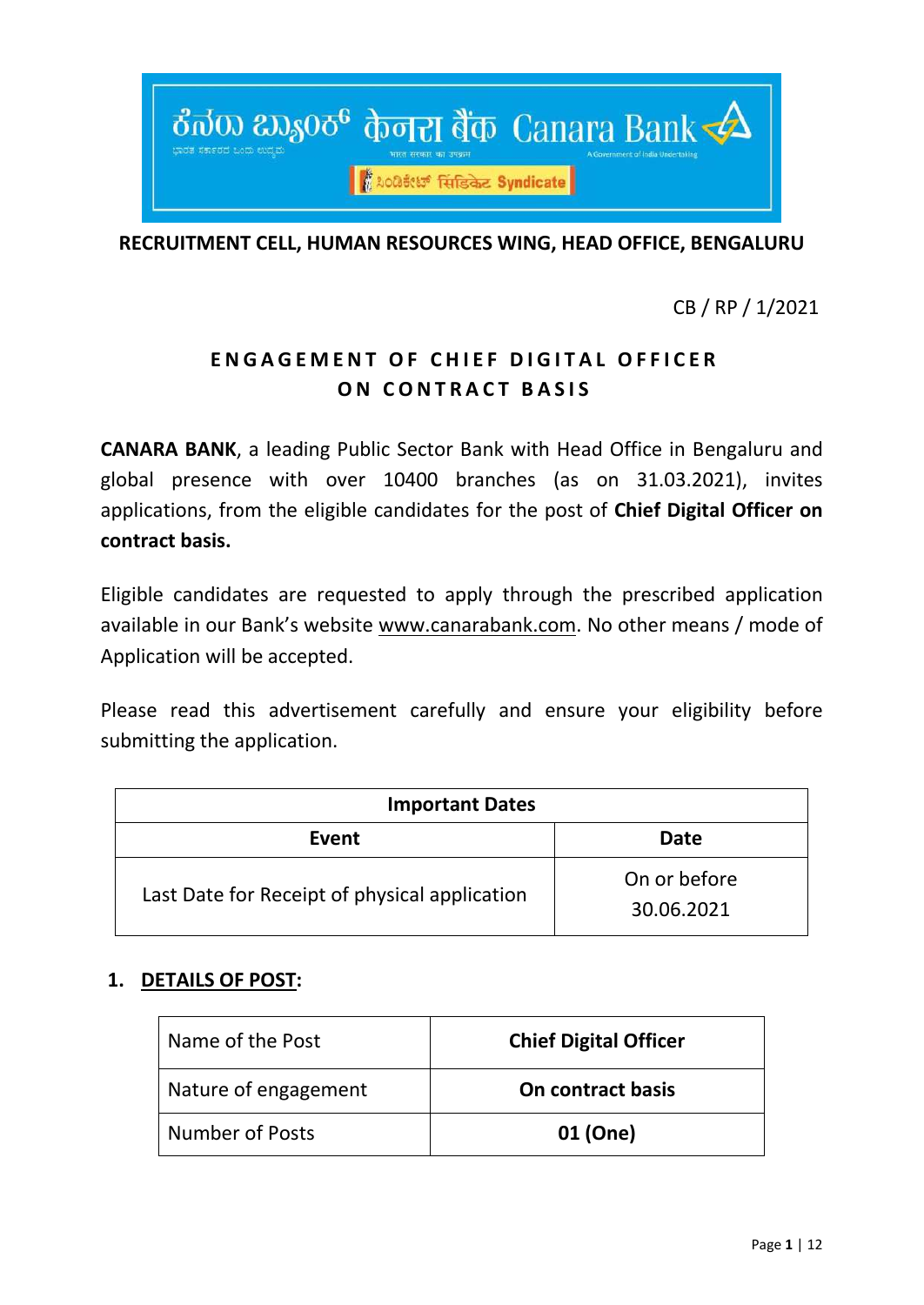ಕೆನರಾ ಬ್ಯಾಂಕ್ केनरा बैंक Canara Bank

ಭಾರತ ಸರ್ಕಾರದ ಒಂದು ಉದ್ಯಮ भारत सरकार का उपक्रम A Government of India Undertaking

ಸಿಂಡಿಕೇಟ್ सिंडिकेट Syndicate

**RECRUITMENT CELL, HUMAN RESOURCES WING, HEAD OFFICE, BENGALURU**

CB / RP / 1/2021

# ENGAGEMENT OF CHIEF DIGITAL OFFICER ON CONTRACT BASIS

**CANARA BANK**, a leading Public Sector Bank with Head Office in Bengaluru and global presence with over 10400 branches (as on 31.03.2021), invites applications, from the eligible candidates for the post of **Chief Digital Officer on contract basis.**

Eligible candidates are requested to apply through the prescribed application available in our Bank's website www.canarabank.com. No other means / mode of Application will be accepted.

Please read this advertisement carefully and ensure your eligibility before submitting the application.

| Important Dates | |
|---|---|
| **Event** | **Date** |
| Last Date for Receipt of physical application | On or before 30.06.2021 |

## 1. DETAILS OF POST:

| Name of the Post | **Chief Digital Officer** |
|---|---|
| Nature of engagement | **On contract basis** |
| Number of Posts | **01 (One)** |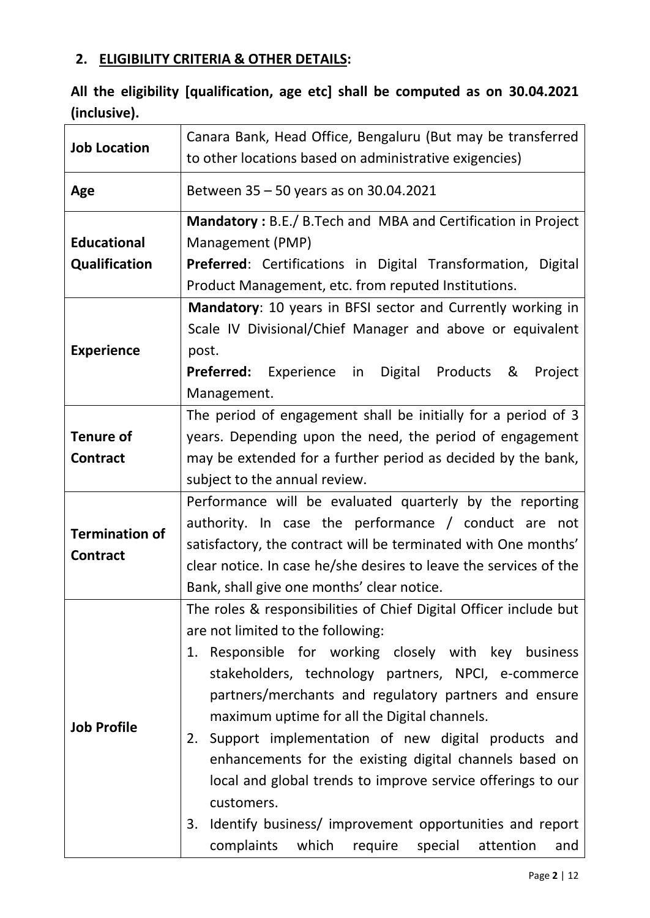## 2. ELIGIBILITY CRITERIA & OTHER DETAILS:

**All the eligibility [qualification, age etc] shall be computed as on 30.04.2021 (inclusive).**

| | |
|---|---|
| **Job Location** | Canara Bank, Head Office, Bengaluru (But may be transferred to other locations based on administrative exigencies) |
| **Age** | Between 35 – 50 years as on 30.04.2021 |
| **Educational Qualification** | **Mandatory :** B.E./ B.Tech and MBA and Certification in Project Management (PMP)<br>**Preferred**: Certifications in Digital Transformation, Digital Product Management, etc. from reputed Institutions. |
| **Experience** | **Mandatory**: 10 years in BFSI sector and Currently working in Scale IV Divisional/Chief Manager and above or equivalent post.<br>**Preferred:** Experience in Digital Products & Project Management. |
| **Tenure of Contract** | The period of engagement shall be initially for a period of 3 years. Depending upon the need, the period of engagement may be extended for a further period as decided by the bank, subject to the annual review. |
| **Termination of Contract** | Performance will be evaluated quarterly by the reporting authority. In case the performance / conduct are not satisfactory, the contract will be terminated with One months' clear notice. In case he/she desires to leave the services of the Bank, shall give one months' clear notice. |
| **Job Profile** | The roles & responsibilities of Chief Digital Officer include but are not limited to the following:<br>1. Responsible for working closely with key business stakeholders, technology partners, NPCI, e-commerce partners/merchants and regulatory partners and ensure maximum uptime for all the Digital channels.<br>2. Support implementation of new digital products and enhancements for the existing digital channels based on local and global trends to improve service offerings to our customers.<br>3. Identify business/ improvement opportunities and report complaints which require special attention and |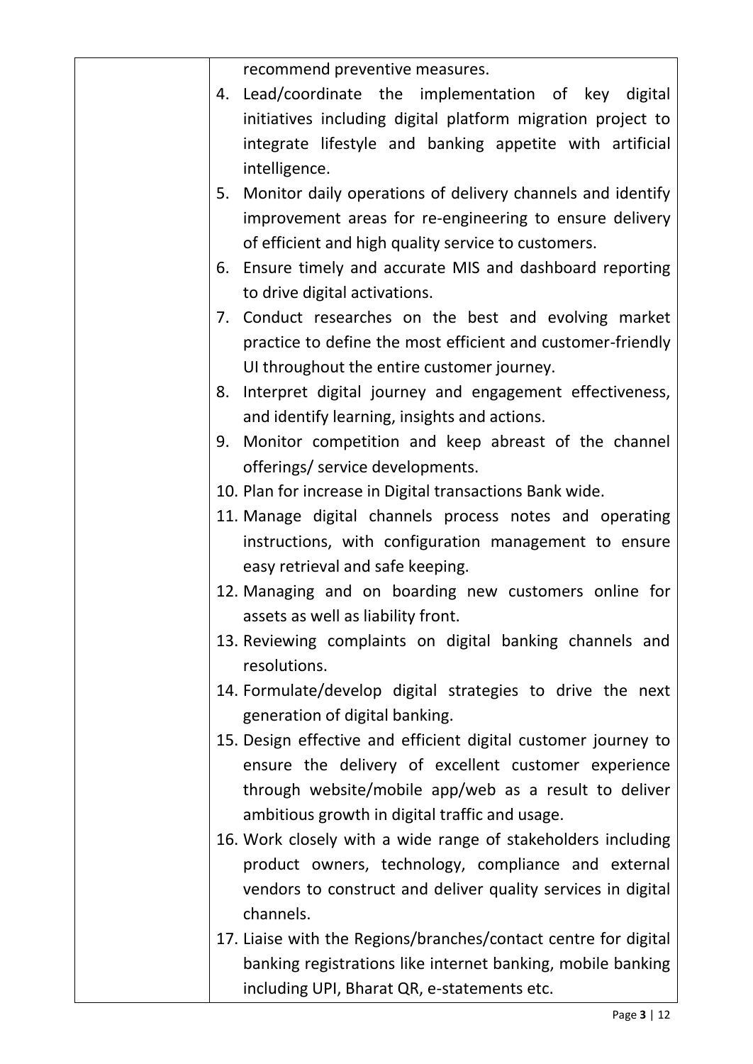| | |
|---|---|
| | recommend preventive measures.<br>4. Lead/coordinate the implementation of key digital initiatives including digital platform migration project to integrate lifestyle and banking appetite with artificial intelligence.<br>5. Monitor daily operations of delivery channels and identify improvement areas for re-engineering to ensure delivery of efficient and high quality service to customers.<br>6. Ensure timely and accurate MIS and dashboard reporting to drive digital activations.<br>7. Conduct researches on the best and evolving market practice to define the most efficient and customer-friendly UI throughout the entire customer journey.<br>8. Interpret digital journey and engagement effectiveness, and identify learning, insights and actions.<br>9. Monitor competition and keep abreast of the channel offerings/ service developments.<br>10. Plan for increase in Digital transactions Bank wide.<br>11. Manage digital channels process notes and operating instructions, with configuration management to ensure easy retrieval and safe keeping.<br>12. Managing and on boarding new customers online for assets as well as liability front.<br>13. Reviewing complaints on digital banking channels and resolutions.<br>14. Formulate/develop digital strategies to drive the next generation of digital banking.<br>15. Design effective and efficient digital customer journey to ensure the delivery of excellent customer experience through website/mobile app/web as a result to deliver ambitious growth in digital traffic and usage.<br>16. Work closely with a wide range of stakeholders including product owners, technology, compliance and external vendors to construct and deliver quality services in digital channels.<br>17. Liaise with the Regions/branches/contact centre for digital banking registrations like internet banking, mobile banking including UPI, Bharat QR, e-statements etc. |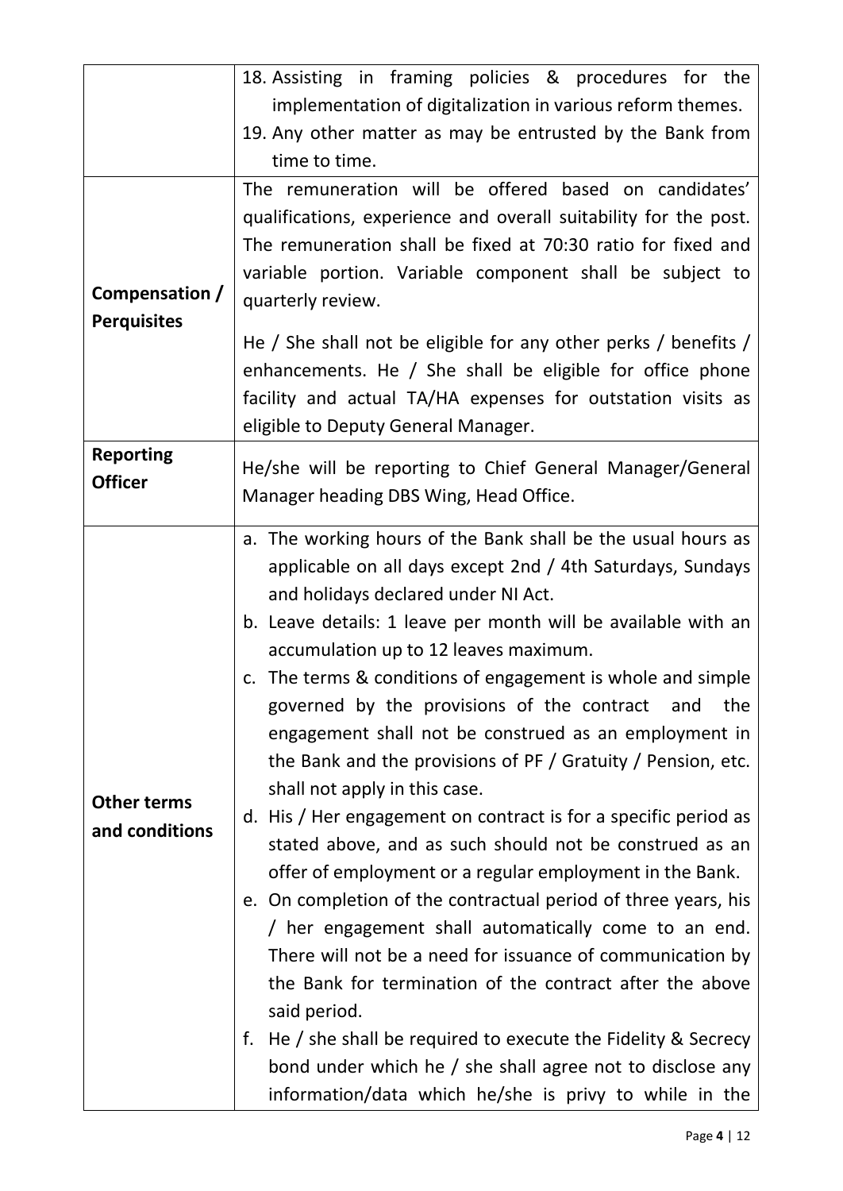| | |
|---|---|
| | 18. Assisting in framing policies & procedures for the implementation of digitalization in various reform themes.<br>19. Any other matter as may be entrusted by the Bank from time to time. |
| **Compensation / Perquisites** | The remuneration will be offered based on candidates' qualifications, experience and overall suitability for the post. The remuneration shall be fixed at 70:30 ratio for fixed and variable portion. Variable component shall be subject to quarterly review.<br><br>He / She shall not be eligible for any other perks / benefits / enhancements. He / She shall be eligible for office phone facility and actual TA/HA expenses for outstation visits as eligible to Deputy General Manager. |
| **Reporting Officer** | He/she will be reporting to Chief General Manager/General Manager heading DBS Wing, Head Office. |
| **Other terms and conditions** | a. The working hours of the Bank shall be the usual hours as applicable on all days except 2nd / 4th Saturdays, Sundays and holidays declared under NI Act.<br>b. Leave details: 1 leave per month will be available with an accumulation up to 12 leaves maximum.<br>c. The terms & conditions of engagement is whole and simple governed by the provisions of the contract and the engagement shall not be construed as an employment in the Bank and the provisions of PF / Gratuity / Pension, etc. shall not apply in this case.<br>d. His / Her engagement on contract is for a specific period as stated above, and as such should not be construed as an offer of employment or a regular employment in the Bank.<br>e. On completion of the contractual period of three years, his / her engagement shall automatically come to an end. There will not be a need for issuance of communication by the Bank for termination of the contract after the above said period.<br>f. He / she shall be required to execute the Fidelity & Secrecy bond under which he / she shall agree not to disclose any information/data which he/she is privy to while in the |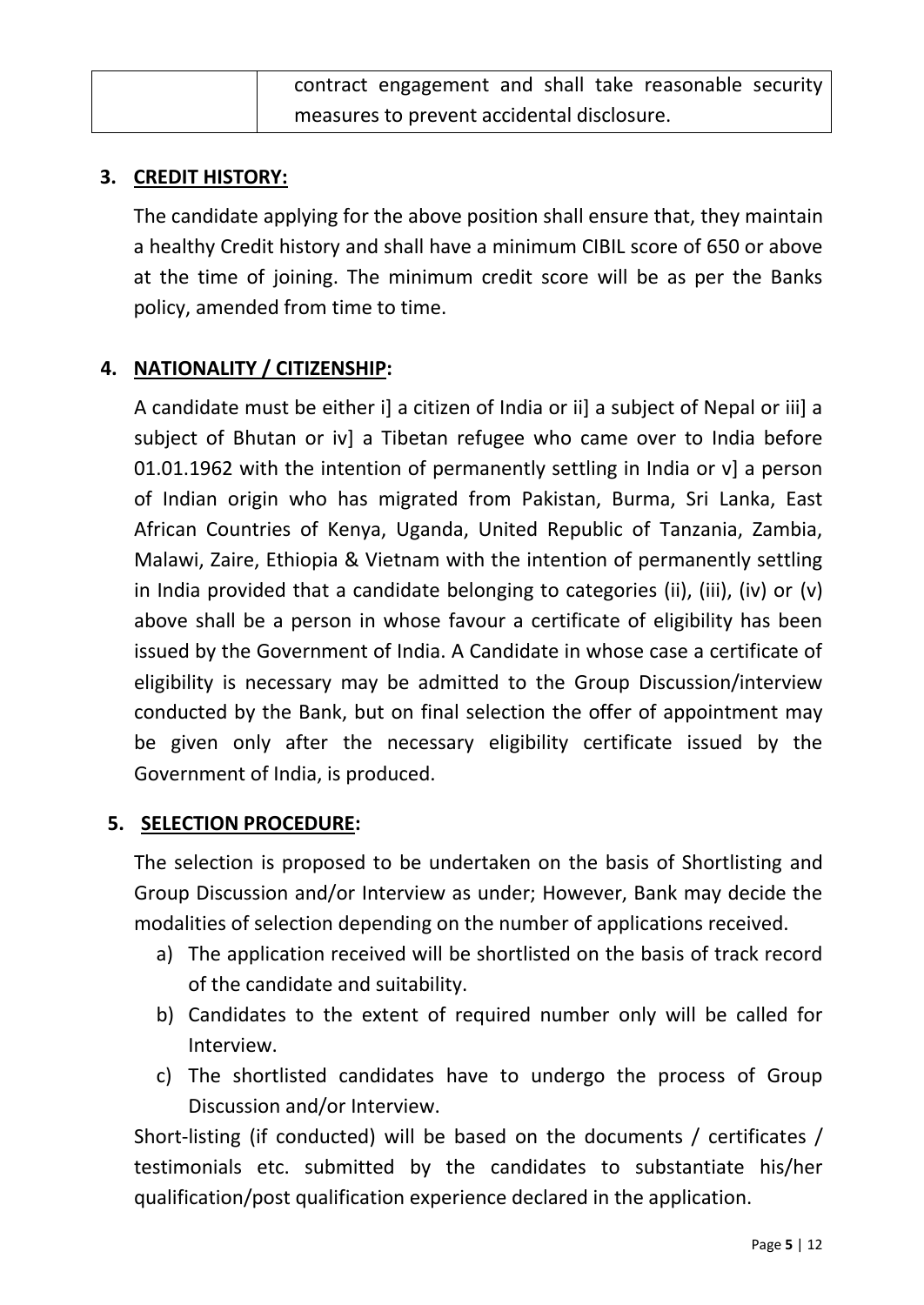| | contract engagement and shall take reasonable security measures to prevent accidental disclosure. |
|---|---|

## 3. CREDIT HISTORY:

The candidate applying for the above position shall ensure that, they maintain a healthy Credit history and shall have a minimum CIBIL score of 650 or above at the time of joining. The minimum credit score will be as per the Banks policy, amended from time to time.

## 4. NATIONALITY / CITIZENSHIP:

A candidate must be either i] a citizen of India or ii] a subject of Nepal or iii] a subject of Bhutan or iv] a Tibetan refugee who came over to India before 01.01.1962 with the intention of permanently settling in India or v] a person of Indian origin who has migrated from Pakistan, Burma, Sri Lanka, East African Countries of Kenya, Uganda, United Republic of Tanzania, Zambia, Malawi, Zaire, Ethiopia & Vietnam with the intention of permanently settling in India provided that a candidate belonging to categories (ii), (iii), (iv) or (v) above shall be a person in whose favour a certificate of eligibility has been issued by the Government of India. A Candidate in whose case a certificate of eligibility is necessary may be admitted to the Group Discussion/interview conducted by the Bank, but on final selection the offer of appointment may be given only after the necessary eligibility certificate issued by the Government of India, is produced.

## 5. SELECTION PROCEDURE:

The selection is proposed to be undertaken on the basis of Shortlisting and Group Discussion and/or Interview as under; However, Bank may decide the modalities of selection depending on the number of applications received.

a) The application received will be shortlisted on the basis of track record of the candidate and suitability.
b) Candidates to the extent of required number only will be called for Interview.
c) The shortlisted candidates have to undergo the process of Group Discussion and/or Interview.

Short-listing (if conducted) will be based on the documents / certificates / testimonials etc. submitted by the candidates to substantiate his/her qualification/post qualification experience declared in the application.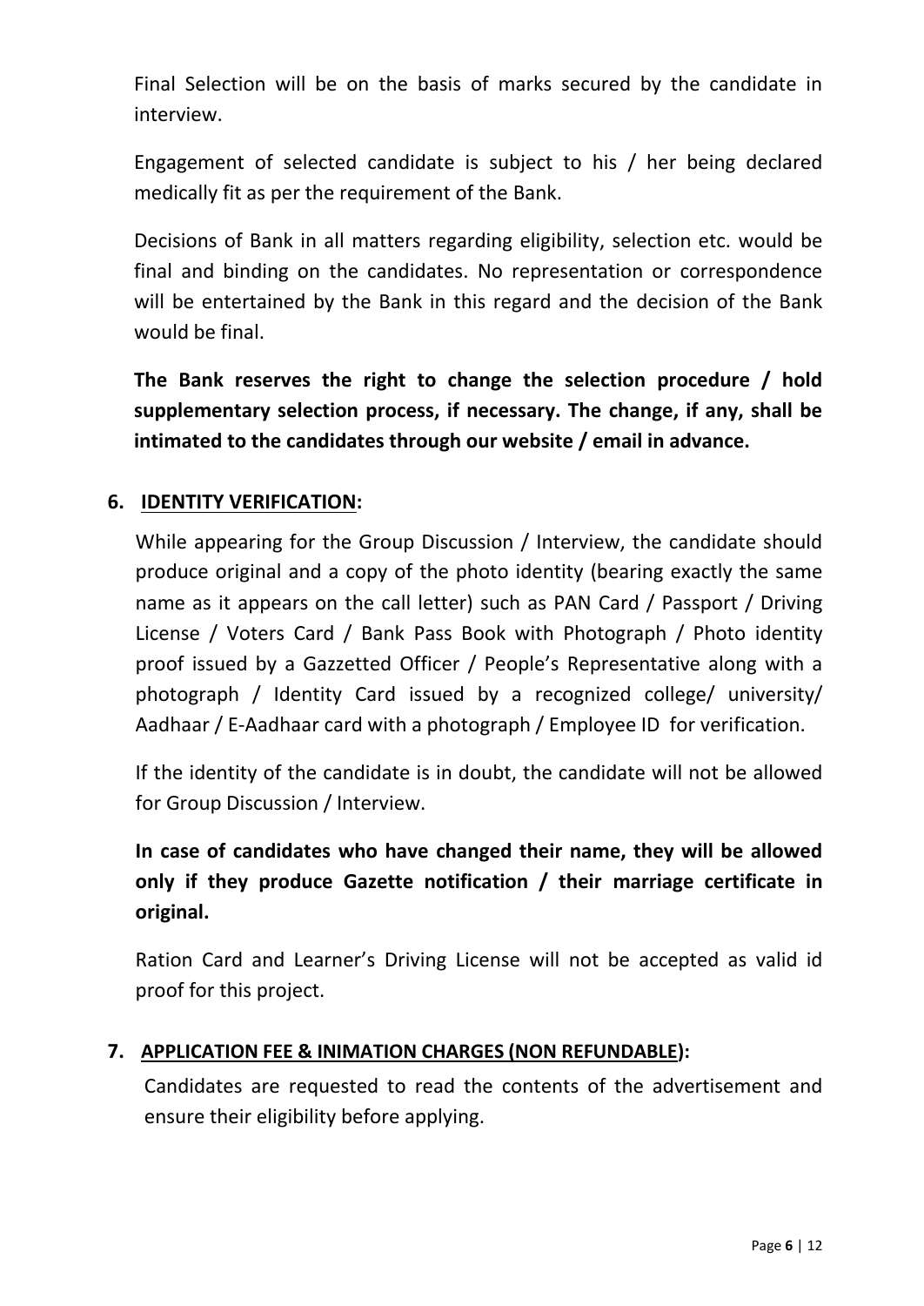Final Selection will be on the basis of marks secured by the candidate in interview.

Engagement of selected candidate is subject to his / her being declared medically fit as per the requirement of the Bank.

Decisions of Bank in all matters regarding eligibility, selection etc. would be final and binding on the candidates. No representation or correspondence will be entertained by the Bank in this regard and the decision of the Bank would be final.

**The Bank reserves the right to change the selection procedure / hold supplementary selection process, if necessary. The change, if any, shall be intimated to the candidates through our website / email in advance.**

## 6. IDENTITY VERIFICATION:

While appearing for the Group Discussion / Interview, the candidate should produce original and a copy of the photo identity (bearing exactly the same name as it appears on the call letter) such as PAN Card / Passport / Driving License / Voters Card / Bank Pass Book with Photograph / Photo identity proof issued by a Gazzetted Officer / People's Representative along with a photograph / Identity Card issued by a recognized college/ university/ Aadhaar / E-Aadhaar card with a photograph / Employee ID for verification.

If the identity of the candidate is in doubt, the candidate will not be allowed for Group Discussion / Interview.

**In case of candidates who have changed their name, they will be allowed only if they produce Gazette notification / their marriage certificate in original.**

Ration Card and Learner's Driving License will not be accepted as valid id proof for this project.

## 7. APPLICATION FEE & INIMATION CHARGES (NON REFUNDABLE):

Candidates are requested to read the contents of the advertisement and ensure their eligibility before applying.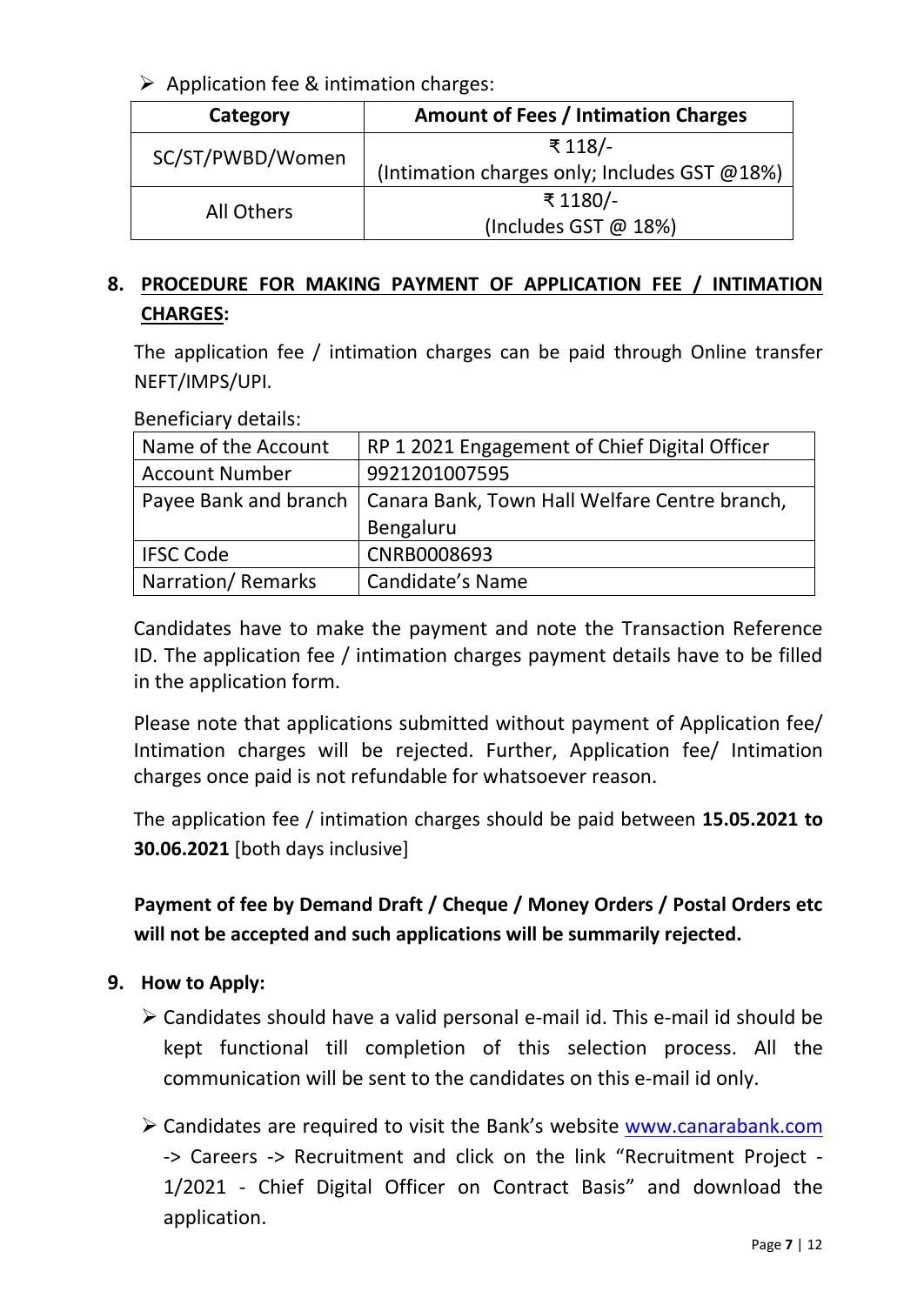- Application fee & intimation charges:

| Category | Amount of Fees / Intimation Charges |
|---|---|
| SC/ST/PWBD/Women | ₹ 118/- (Intimation charges only; Includes GST @18%) |
| All Others | ₹ 1180/- (Includes GST @ 18%) |

## 8. PROCEDURE FOR MAKING PAYMENT OF APPLICATION FEE / INTIMATION CHARGES:

The application fee / intimation charges can be paid through Online transfer NEFT/IMPS/UPI.

Beneficiary details:

| | |
|---|---|
| Name of the Account | RP 1 2021 Engagement of Chief Digital Officer |
| Account Number | 9921201007595 |
| Payee Bank and branch | Canara Bank, Town Hall Welfare Centre branch, Bengaluru |
| IFSC Code | CNRB0008693 |
| Narration/ Remarks | Candidate's Name |

Candidates have to make the payment and note the Transaction Reference ID. The application fee / intimation charges payment details have to be filled in the application form.

Please note that applications submitted without payment of Application fee/ Intimation charges will be rejected. Further, Application fee/ Intimation charges once paid is not refundable for whatsoever reason.

The application fee / intimation charges should be paid between **15.05.2021 to 30.06.2021** [both days inclusive]

**Payment of fee by Demand Draft / Cheque / Money Orders / Postal Orders etc will not be accepted and such applications will be summarily rejected.**

## 9. How to Apply:

- Candidates should have a valid personal e-mail id. This e-mail id should be kept functional till completion of this selection process. All the communication will be sent to the candidates on this e-mail id only.
- Candidates are required to visit the Bank's website www.canarabank.com -> Careers -> Recruitment and click on the link "Recruitment Project - 1/2021 - Chief Digital Officer on Contract Basis" and download the application.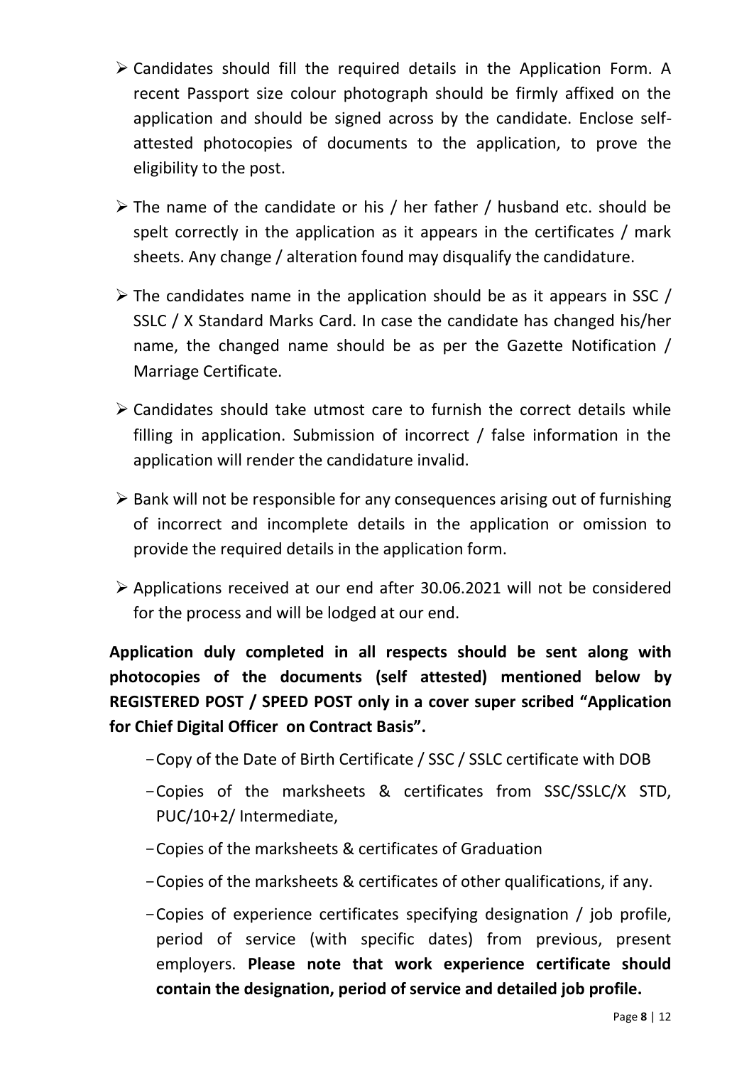- Candidates should fill the required details in the Application Form. A recent Passport size colour photograph should be firmly affixed on the application and should be signed across by the candidate. Enclose self-attested photocopies of documents to the application, to prove the eligibility to the post.
- The name of the candidate or his / her father / husband etc. should be spelt correctly in the application as it appears in the certificates / mark sheets. Any change / alteration found may disqualify the candidature.
- The candidates name in the application should be as it appears in SSC / SSLC / X Standard Marks Card. In case the candidate has changed his/her name, the changed name should be as per the Gazette Notification / Marriage Certificate.
- Candidates should take utmost care to furnish the correct details while filling in application. Submission of incorrect / false information in the application will render the candidature invalid.
- Bank will not be responsible for any consequences arising out of furnishing of incorrect and incomplete details in the application or omission to provide the required details in the application form.
- Applications received at our end after 30.06.2021 will not be considered for the process and will be lodged at our end.

**Application duly completed in all respects should be sent along with photocopies of the documents (self attested) mentioned below by REGISTERED POST / SPEED POST only in a cover super scribed "Application for Chief Digital Officer on Contract Basis".**

- Copy of the Date of Birth Certificate / SSC / SSLC certificate with DOB
- Copies of the marksheets & certificates from SSC/SSLC/X STD, PUC/10+2/ Intermediate,
- Copies of the marksheets & certificates of Graduation
- Copies of the marksheets & certificates of other qualifications, if any.
- Copies of experience certificates specifying designation / job profile, period of service (with specific dates) from previous, present employers. **Please note that work experience certificate should contain the designation, period of service and detailed job profile.**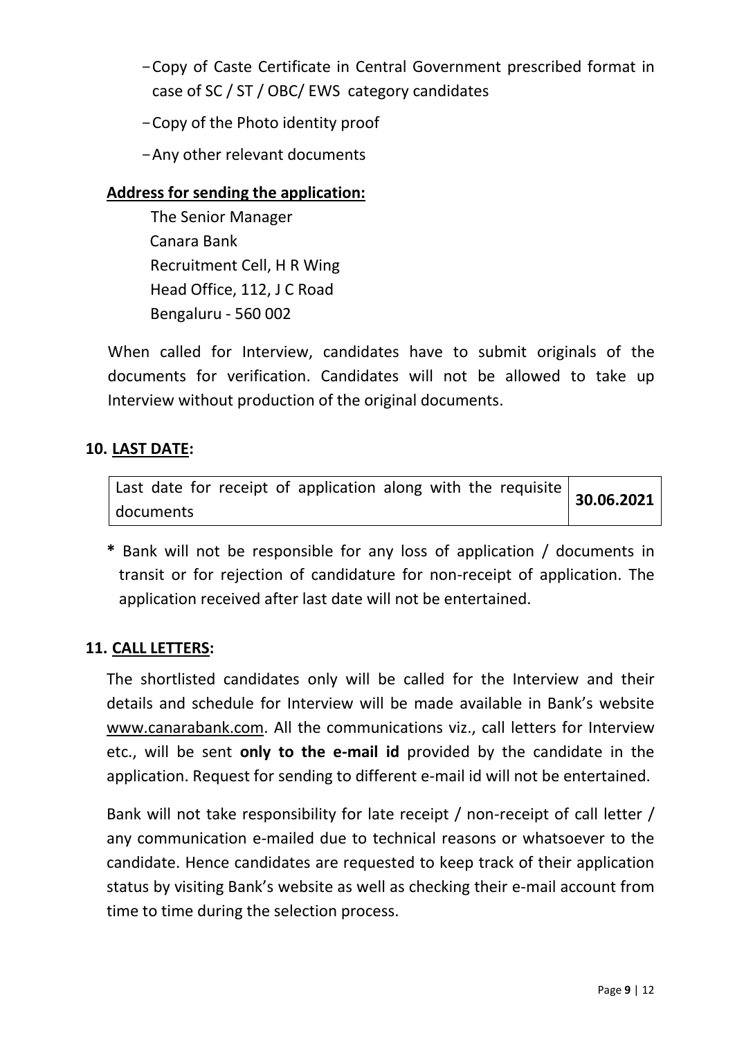- Copy of Caste Certificate in Central Government prescribed format in case of SC / ST / OBC/ EWS category candidates
- Copy of the Photo identity proof
- Any other relevant documents

**Address for sending the application:**

The Senior Manager
Canara Bank
Recruitment Cell, H R Wing
Head Office, 112, J C Road
Bengaluru - 560 002

When called for Interview, candidates have to submit originals of the documents for verification. Candidates will not be allowed to take up Interview without production of the original documents.

## 10. LAST DATE:

| Last date for receipt of application along with the requisite documents | **30.06.2021** |
|---|---|

**\*** Bank will not be responsible for any loss of application / documents in transit or for rejection of candidature for non-receipt of application. The application received after last date will not be entertained.

## 11. CALL LETTERS:

The shortlisted candidates only will be called for the Interview and their details and schedule for Interview will be made available in Bank's website www.canarabank.com. All the communications viz., call letters for Interview etc., will be sent **only to the e-mail id** provided by the candidate in the application. Request for sending to different e-mail id will not be entertained.

Bank will not take responsibility for late receipt / non-receipt of call letter / any communication e-mailed due to technical reasons or whatsoever to the candidate. Hence candidates are requested to keep track of their application status by visiting Bank's website as well as checking their e-mail account from time to time during the selection process.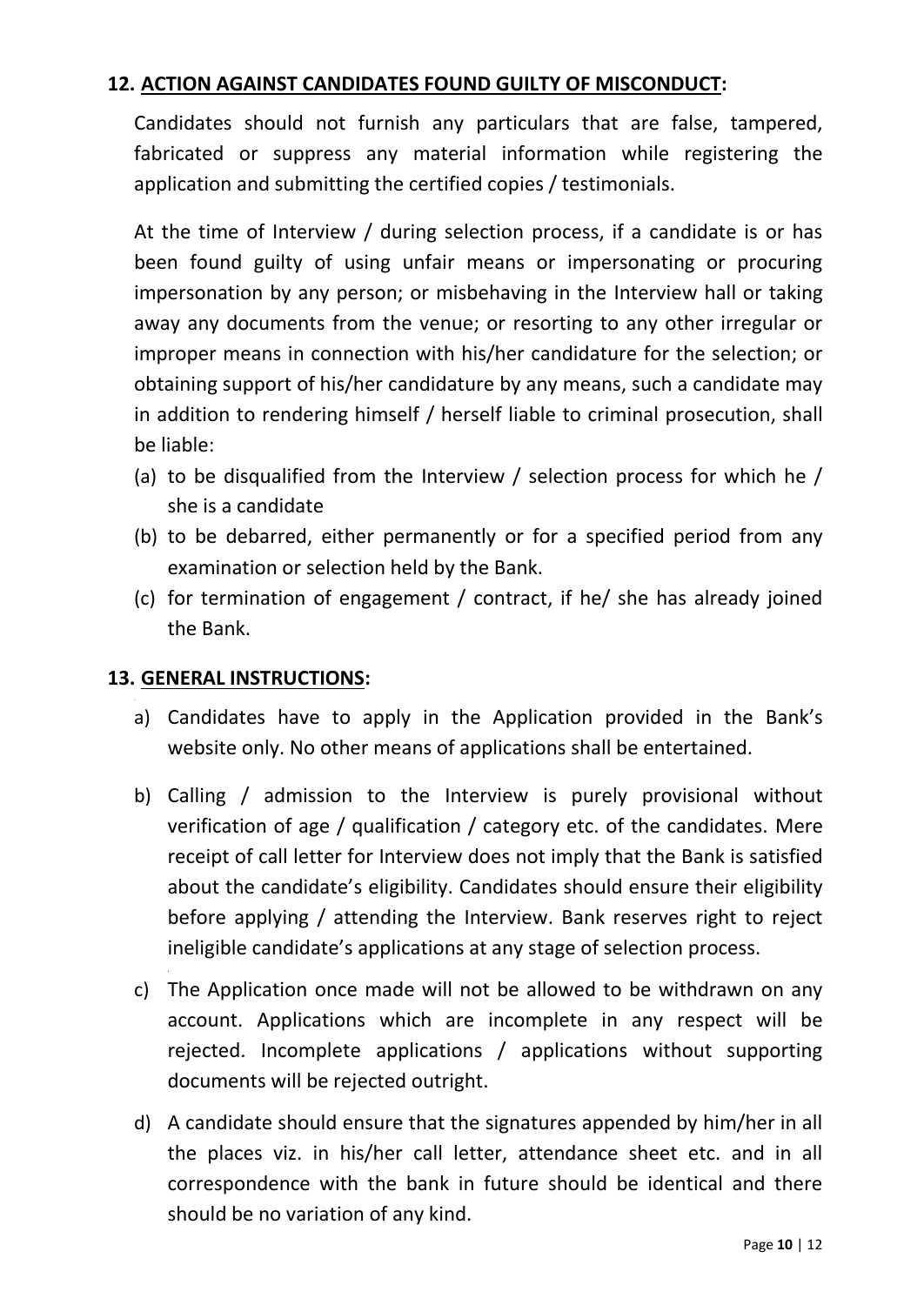## 12. ACTION AGAINST CANDIDATES FOUND GUILTY OF MISCONDUCT:

Candidates should not furnish any particulars that are false, tampered, fabricated or suppress any material information while registering the application and submitting the certified copies / testimonials.

At the time of Interview / during selection process, if a candidate is or has been found guilty of using unfair means or impersonating or procuring impersonation by any person; or misbehaving in the Interview hall or taking away any documents from the venue; or resorting to any other irregular or improper means in connection with his/her candidature for the selection; or obtaining support of his/her candidature by any means, such a candidate may in addition to rendering himself / herself liable to criminal prosecution, shall be liable:

(a) to be disqualified from the Interview / selection process for which he / she is a candidate

(b) to be debarred, either permanently or for a specified period from any examination or selection held by the Bank.

(c) for termination of engagement / contract, if he/ she has already joined the Bank.

## 13. GENERAL INSTRUCTIONS:

a) Candidates have to apply in the Application provided in the Bank's website only. No other means of applications shall be entertained.

b) Calling / admission to the Interview is purely provisional without verification of age / qualification / category etc. of the candidates. Mere receipt of call letter for Interview does not imply that the Bank is satisfied about the candidate's eligibility. Candidates should ensure their eligibility before applying / attending the Interview. Bank reserves right to reject ineligible candidate's applications at any stage of selection process.

c) The Application once made will not be allowed to be withdrawn on any account. Applications which are incomplete in any respect will be rejected. Incomplete applications / applications without supporting documents will be rejected outright.

d) A candidate should ensure that the signatures appended by him/her in all the places viz. in his/her call letter, attendance sheet etc. and in all correspondence with the bank in future should be identical and there should be no variation of any kind.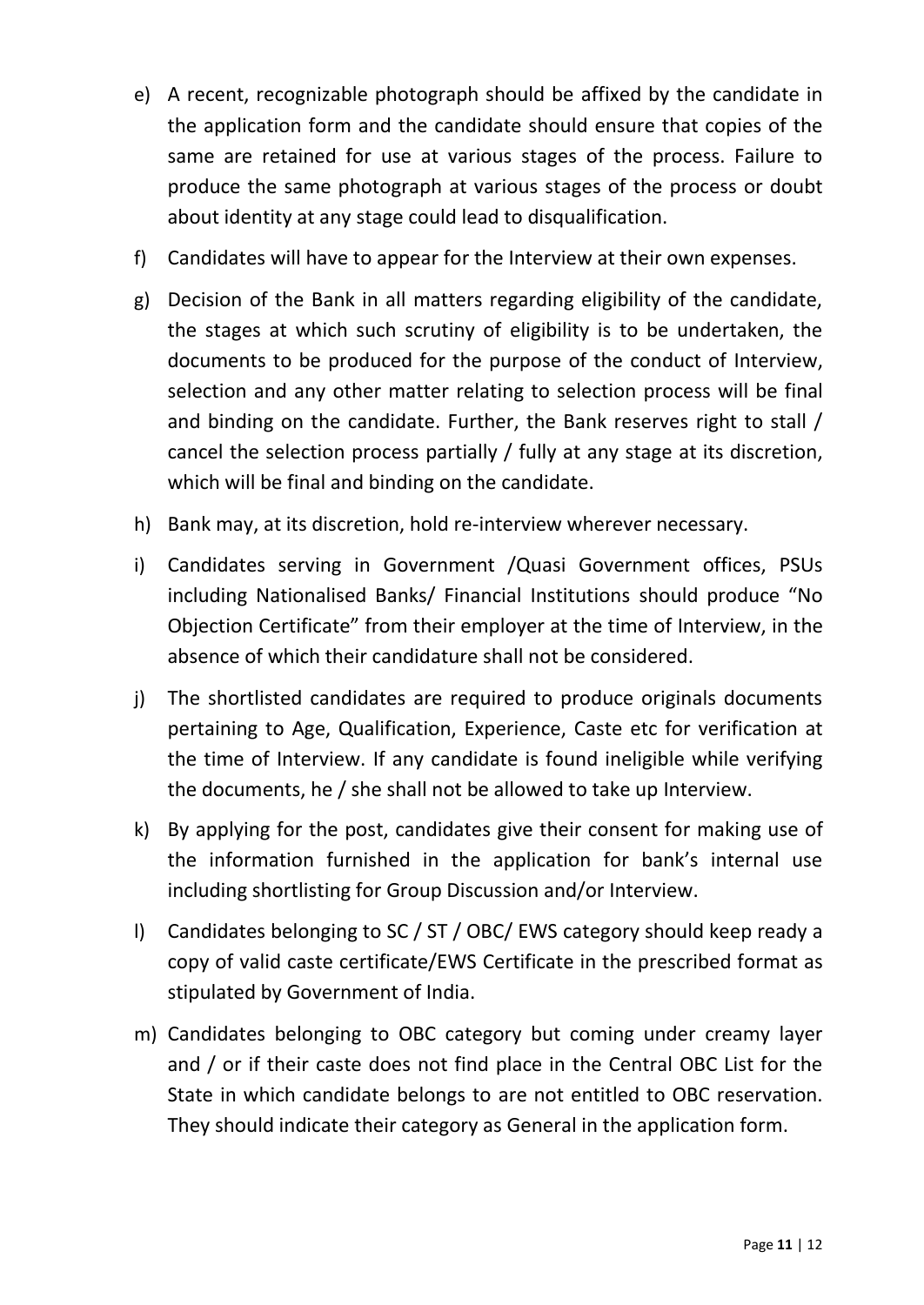e) A recent, recognizable photograph should be affixed by the candidate in the application form and the candidate should ensure that copies of the same are retained for use at various stages of the process. Failure to produce the same photograph at various stages of the process or doubt about identity at any stage could lead to disqualification.

f) Candidates will have to appear for the Interview at their own expenses.

g) Decision of the Bank in all matters regarding eligibility of the candidate, the stages at which such scrutiny of eligibility is to be undertaken, the documents to be produced for the purpose of the conduct of Interview, selection and any other matter relating to selection process will be final and binding on the candidate. Further, the Bank reserves right to stall / cancel the selection process partially / fully at any stage at its discretion, which will be final and binding on the candidate.

h) Bank may, at its discretion, hold re-interview wherever necessary.

i) Candidates serving in Government /Quasi Government offices, PSUs including Nationalised Banks/ Financial Institutions should produce "No Objection Certificate" from their employer at the time of Interview, in the absence of which their candidature shall not be considered.

j) The shortlisted candidates are required to produce originals documents pertaining to Age, Qualification, Experience, Caste etc for verification at the time of Interview. If any candidate is found ineligible while verifying the documents, he / she shall not be allowed to take up Interview.

k) By applying for the post, candidates give their consent for making use of the information furnished in the application for bank's internal use including shortlisting for Group Discussion and/or Interview.

l) Candidates belonging to SC / ST / OBC/ EWS category should keep ready a copy of valid caste certificate/EWS Certificate in the prescribed format as stipulated by Government of India.

m) Candidates belonging to OBC category but coming under creamy layer and / or if their caste does not find place in the Central OBC List for the State in which candidate belongs to are not entitled to OBC reservation. They should indicate their category as General in the application form.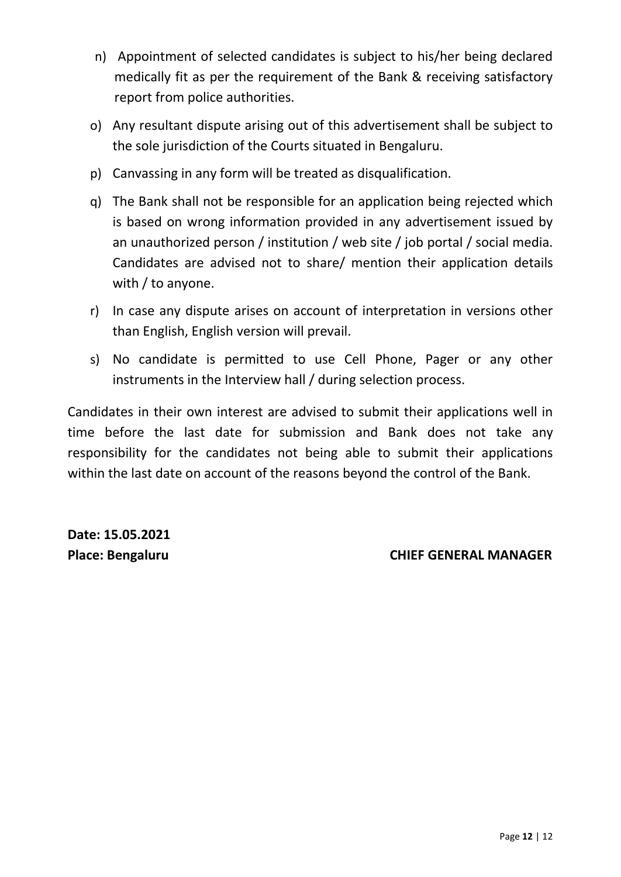n) Appointment of selected candidates is subject to his/her being declared medically fit as per the requirement of the Bank & receiving satisfactory report from police authorities.

o) Any resultant dispute arising out of this advertisement shall be subject to the sole jurisdiction of the Courts situated in Bengaluru.

p) Canvassing in any form will be treated as disqualification.

q) The Bank shall not be responsible for an application being rejected which is based on wrong information provided in any advertisement issued by an unauthorized person / institution / web site / job portal / social media. Candidates are advised not to share/ mention their application details with / to anyone.

r) In case any dispute arises on account of interpretation in versions other than English, English version will prevail.

s) No candidate is permitted to use Cell Phone, Pager or any other instruments in the Interview hall / during selection process.

Candidates in their own interest are advised to submit their applications well in time before the last date for submission and Bank does not take any responsibility for the candidates not being able to submit their applications within the last date on account of the reasons beyond the control of the Bank.

**Date: 15.05.2021**

**Place: Bengaluru** **CHIEF GENERAL MANAGER**